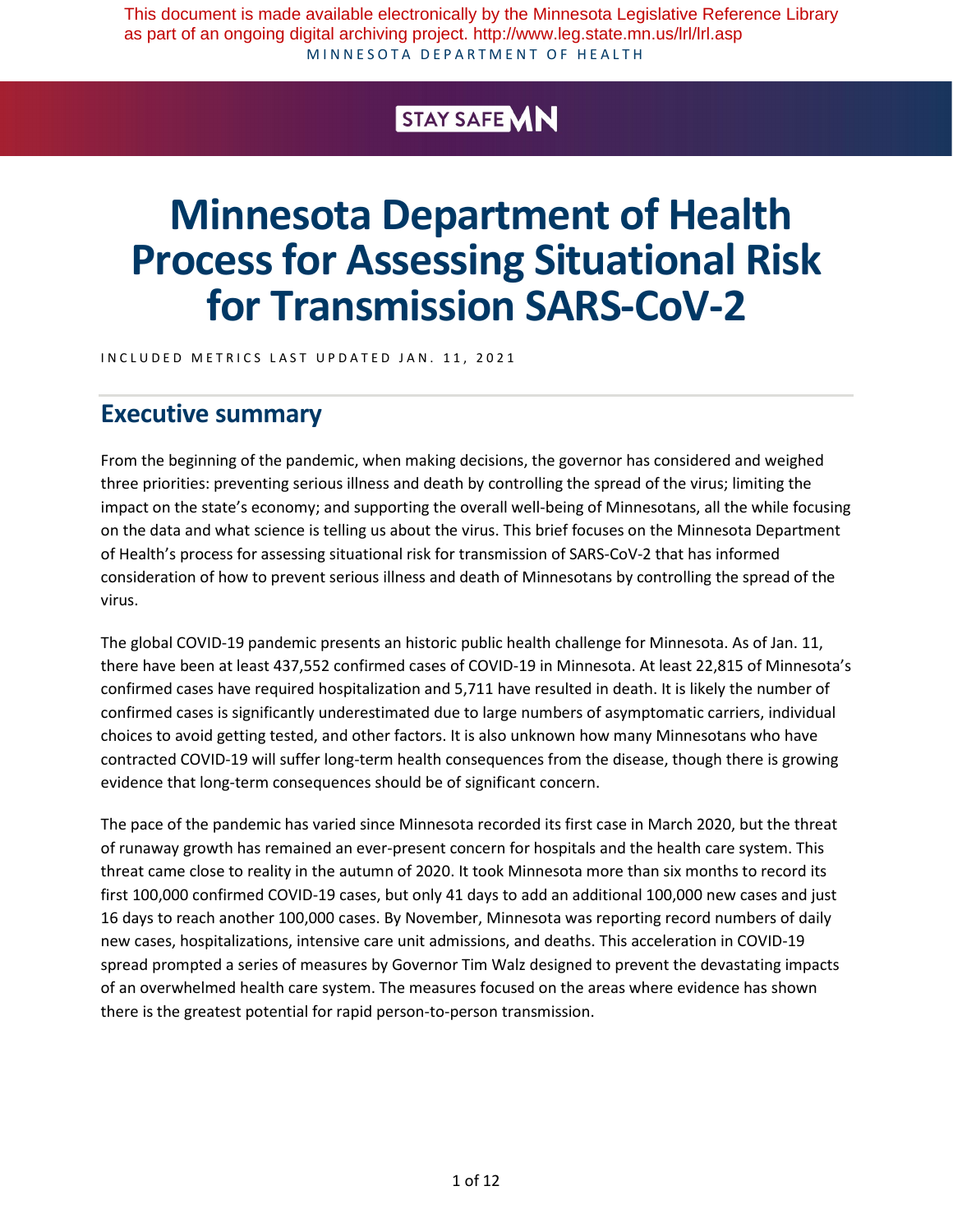This document is made available electronically by the Minnesota Legislative Reference Library as part of an ongoing digital archiving project. http://www.leg.state.mn.us/lrl/lrl.asp

MINNESOTA DEPARTMENT OF HEALTH

STAY SAFE MN

# Minnesota Department of Health Process for Assessing Situational Risk for Transmission SARS-CoV-2

INCLUDED METRICS LAST UPDATED JAN. 11, 2021

## Executive summary

From the beginning of the pandemic, when making decisions, the governor has considered and weighed three priorities: preventing serious illness and death by controlling the spread of the virus; limiting the impact on the state's economy; and supporting the overall well-being of Minnesotans, all the while focusing on the data and what science is telling us about the virus. This brief focuses on the Minnesota Department of Health's process for assessing situational risk for transmission of SARS-CoV-2 that has informed consideration of how to prevent serious illness and death of Minnesotans by controlling the spread of the virus.

The global COVID-19 pandemic presents an historic public health challenge for Minnesota. As of Jan. 11, there have been at least 437,552 confirmed cases of COVID-19 in Minnesota. At least 22,815 of Minnesota's confirmed cases have required hospitalization and 5,711 have resulted in death. It is likely the number of confirmed cases is significantly underestimated due to large numbers of asymptomatic carriers, individual choices to avoid getting tested, and other factors. It is also unknown how many Minnesotans who have contracted COVID-19 will suffer long-term health consequences from the disease, though there is growing evidence that long-term consequences should be of significant concern.

The pace of the pandemic has varied since Minnesota recorded its first case in March 2020, but the threat of runaway growth has remained an ever-present concern for hospitals and the health care system. This threat came close to reality in the autumn of 2020. It took Minnesota more than six months to record its first 100,000 confirmed COVID-19 cases, but only 41 days to add an additional 100,000 new cases and just 16 days to reach another 100,000 cases. By November, Minnesota was reporting record numbers of daily new cases, hospitalizations, intensive care unit admissions, and deaths. This acceleration in COVID-19 spread prompted a series of measures by Governor Tim Walz designed to prevent the devastating impacts of an overwhelmed health care system. The measures focused on the areas where evidence has shown there is the greatest potential for rapid person-to-person transmission.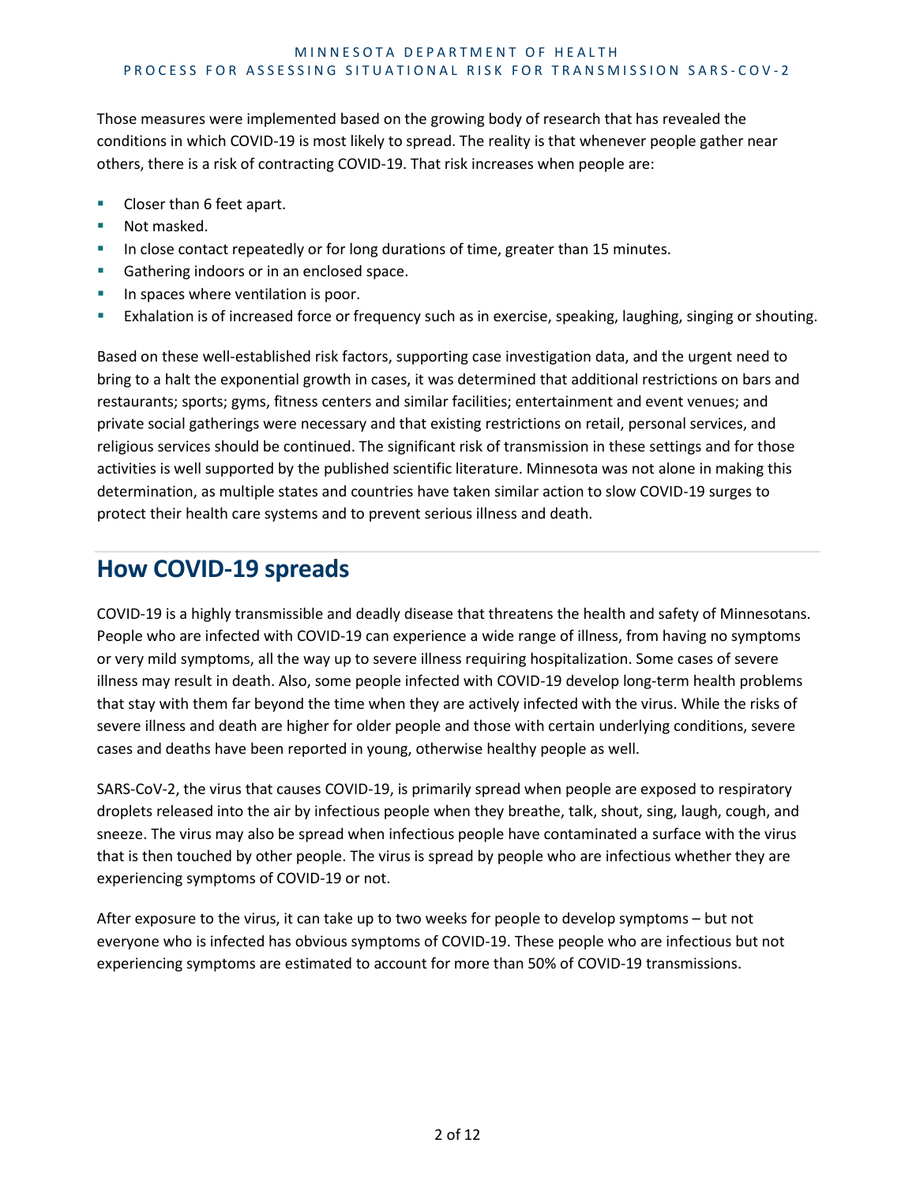Those measures were implemented based on the growing body of research that has revealed the conditions in which COVID-19 is most likely to spread. The reality is that whenever people gather near others, there is a risk of contracting COVID-19. That risk increases when people are:

- Closer than 6 feet apart.
- Not masked.
- In close contact repeatedly or for long durations of time, greater than 15 minutes.
- Gathering indoors or in an enclosed space.
- In spaces where ventilation is poor.
- Exhalation is of increased force or frequency such as in exercise, speaking, laughing, singing or shouting.

Based on these well-established risk factors, supporting case investigation data, and the urgent need to bring to a halt the exponential growth in cases, it was determined that additional restrictions on bars and restaurants; sports; gyms, fitness centers and similar facilities; entertainment and event venues; and private social gatherings were necessary and that existing restrictions on retail, personal services, and religious services should be continued. The significant risk of transmission in these settings and for those activities is well supported by the published scientific literature. Minnesota was not alone in making this determination, as multiple states and countries have taken similar action to slow COVID-19 surges to protect their health care systems and to prevent serious illness and death.

## How COVID-19 spreads

COVID-19 is a highly transmissible and deadly disease that threatens the health and safety of Minnesotans. People who are infected with COVID-19 can experience a wide range of illness, from having no symptoms or very mild symptoms, all the way up to severe illness requiring hospitalization. Some cases of severe illness may result in death. Also, some people infected with COVID-19 develop long-term health problems that stay with them far beyond the time when they are actively infected with the virus. While the risks of severe illness and death are higher for older people and those with certain underlying conditions, severe cases and deaths have been reported in young, otherwise healthy people as well.

SARS-CoV-2, the virus that causes COVID-19, is primarily spread when people are exposed to respiratory droplets released into the air by infectious people when they breathe, talk, shout, sing, laugh, cough, and sneeze. The virus may also be spread when infectious people have contaminated a surface with the virus that is then touched by other people. The virus is spread by people who are infectious whether they are experiencing symptoms of COVID-19 or not.

After exposure to the virus, it can take up to two weeks for people to develop symptoms – but not everyone who is infected has obvious symptoms of COVID-19. These people who are infectious but not experiencing symptoms are estimated to account for more than 50% of COVID-19 transmissions.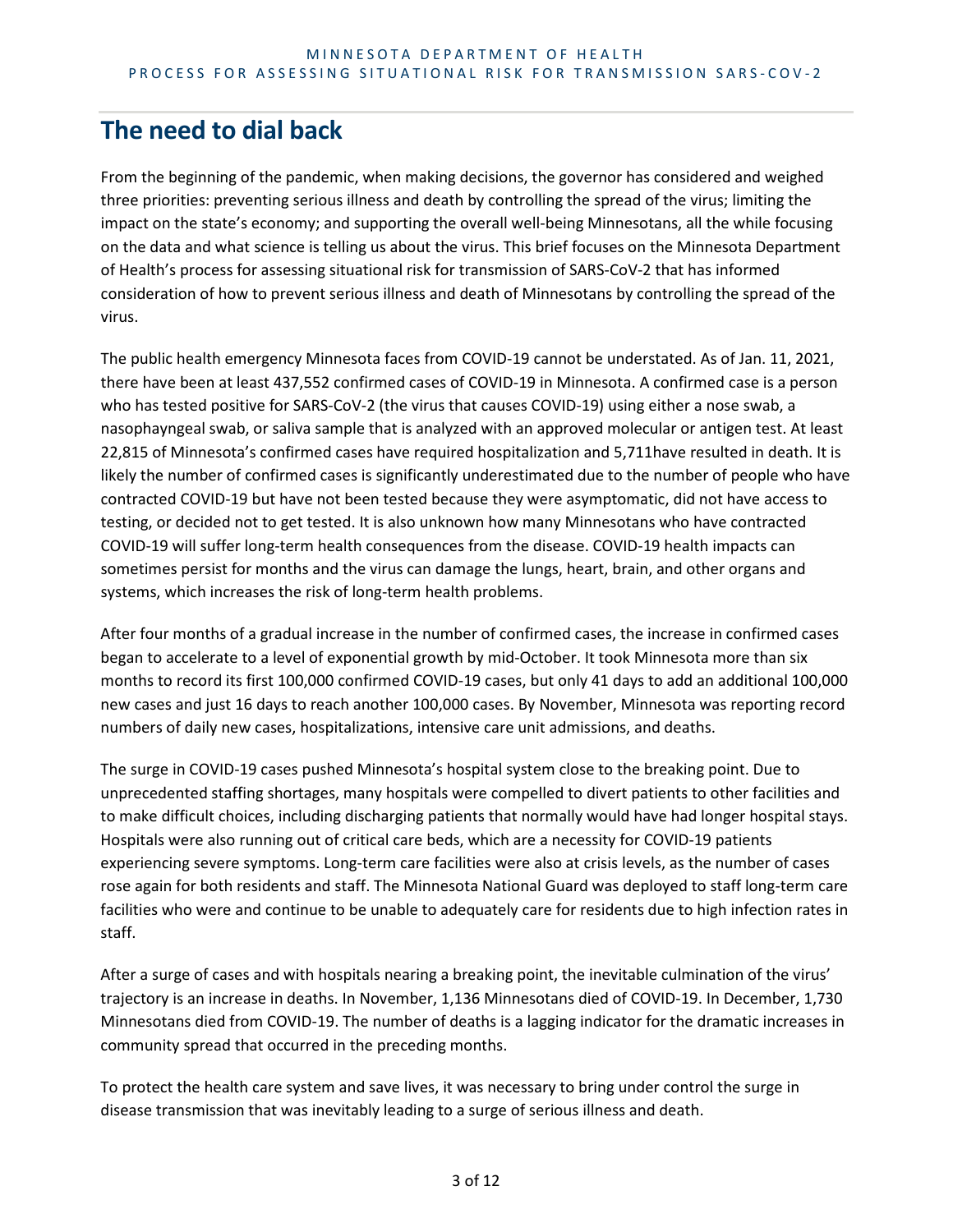## The need to dial back

From the beginning of the pandemic, when making decisions, the governor has considered and weighed three priorities: preventing serious illness and death by controlling the spread of the virus; limiting the impact on the state's economy; and supporting the overall well-being Minnesotans, all the while focusing on the data and what science is telling us about the virus. This brief focuses on the Minnesota Department of Health's process for assessing situational risk for transmission of SARS-CoV-2 that has informed consideration of how to prevent serious illness and death of Minnesotans by controlling the spread of the virus.

The public health emergency Minnesota faces from COVID-19 cannot be understated. As of Jan. 11, 2021, there have been at least 437,552 confirmed cases of COVID-19 in Minnesota. A confirmed case is a person who has tested positive for SARS-CoV-2 (the virus that causes COVID-19) using either a nose swab, a nasophayngeal swab, or saliva sample that is analyzed with an approved molecular or antigen test. At least 22,815 of Minnesota's confirmed cases have required hospitalization and 5,711have resulted in death. It is likely the number of confirmed cases is significantly underestimated due to the number of people who have contracted COVID-19 but have not been tested because they were asymptomatic, did not have access to testing, or decided not to get tested. It is also unknown how many Minnesotans who have contracted COVID-19 will suffer long-term health consequences from the disease. COVID-19 health impacts can sometimes persist for months and the virus can damage the lungs, heart, brain, and other organs and systems, which increases the risk of long-term health problems.

After four months of a gradual increase in the number of confirmed cases, the increase in confirmed cases began to accelerate to a level of exponential growth by mid-October. It took Minnesota more than six months to record its first 100,000 confirmed COVID-19 cases, but only 41 days to add an additional 100,000 new cases and just 16 days to reach another 100,000 cases. By November, Minnesota was reporting record numbers of daily new cases, hospitalizations, intensive care unit admissions, and deaths.

The surge in COVID-19 cases pushed Minnesota's hospital system close to the breaking point. Due to unprecedented staffing shortages, many hospitals were compelled to divert patients to other facilities and to make difficult choices, including discharging patients that normally would have had longer hospital stays. Hospitals were also running out of critical care beds, which are a necessity for COVID-19 patients experiencing severe symptoms. Long-term care facilities were also at crisis levels, as the number of cases rose again for both residents and staff. The Minnesota National Guard was deployed to staff long-term care facilities who were and continue to be unable to adequately care for residents due to high infection rates in staff.

After a surge of cases and with hospitals nearing a breaking point, the inevitable culmination of the virus' trajectory is an increase in deaths. In November, 1,136 Minnesotans died of COVID-19. In December, 1,730 Minnesotans died from COVID-19. The number of deaths is a lagging indicator for the dramatic increases in community spread that occurred in the preceding months.

To protect the health care system and save lives, it was necessary to bring under control the surge in disease transmission that was inevitably leading to a surge of serious illness and death.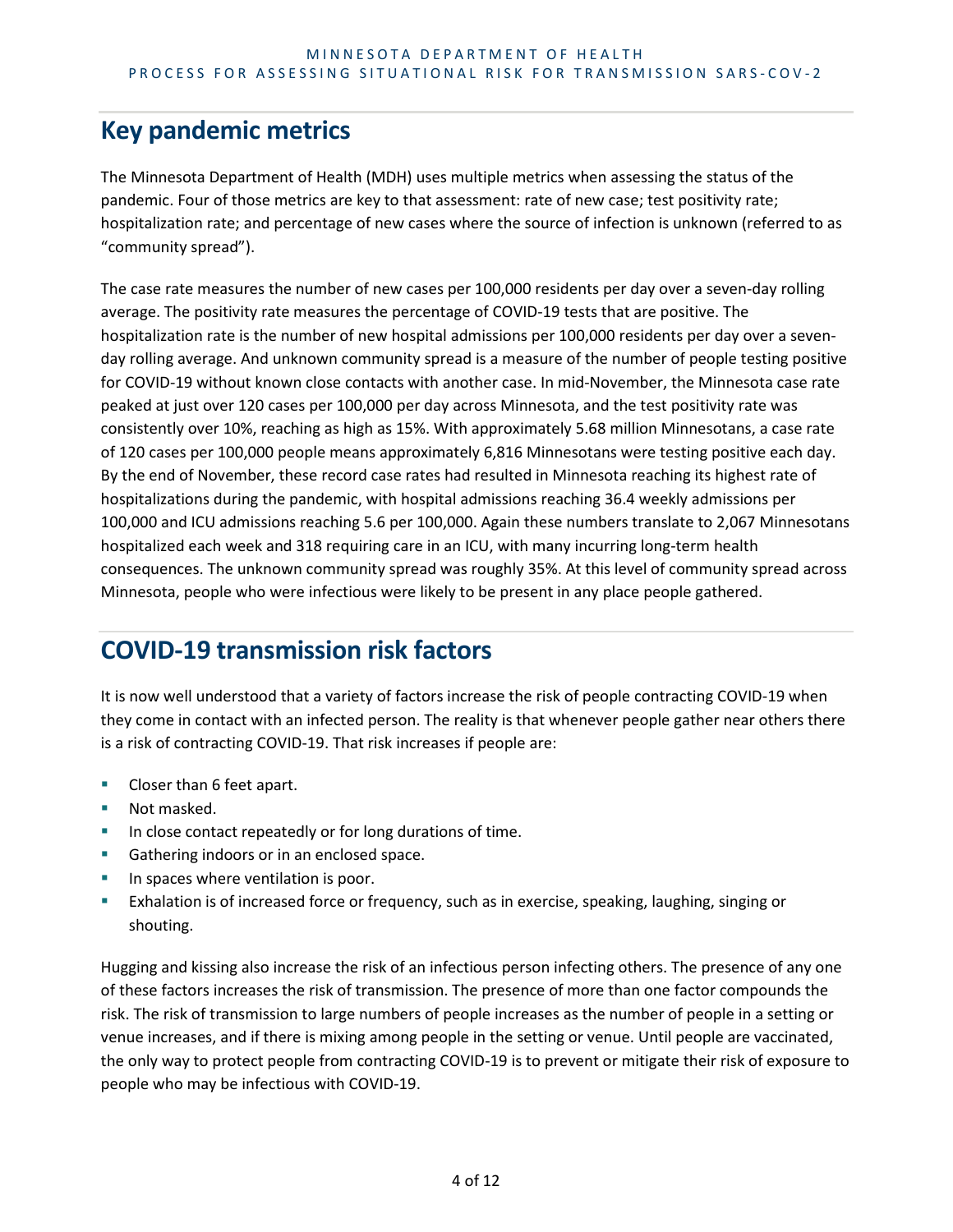## Key pandemic metrics

The Minnesota Department of Health (MDH) uses multiple metrics when assessing the status of the pandemic. Four of those metrics are key to that assessment: rate of new case; test positivity rate; hospitalization rate; and percentage of new cases where the source of infection is unknown (referred to as "community spread").

The case rate measures the number of new cases per 100,000 residents per day over a seven-day rolling average. The positivity rate measures the percentage of COVID-19 tests that are positive. The hospitalization rate is the number of new hospital admissions per 100,000 residents per day over a seven-day rolling average. And unknown community spread is a measure of the number of people testing positive for COVID-19 without known close contacts with another case. In mid-November, the Minnesota case rate peaked at just over 120 cases per 100,000 per day across Minnesota, and the test positivity rate was consistently over 10%, reaching as high as 15%. With approximately 5.68 million Minnesotans, a case rate of 120 cases per 100,000 people means approximately 6,816 Minnesotans were testing positive each day. By the end of November, these record case rates had resulted in Minnesota reaching its highest rate of hospitalizations during the pandemic, with hospital admissions reaching 36.4 weekly admissions per 100,000 and ICU admissions reaching 5.6 per 100,000. Again these numbers translate to 2,067 Minnesotans hospitalized each week and 318 requiring care in an ICU, with many incurring long-term health consequences. The unknown community spread was roughly 35%. At this level of community spread across Minnesota, people who were infectious were likely to be present in any place people gathered.

## COVID-19 transmission risk factors

It is now well understood that a variety of factors increase the risk of people contracting COVID-19 when they come in contact with an infected person. The reality is that whenever people gather near others there is a risk of contracting COVID-19. That risk increases if people are:

- Closer than 6 feet apart.
- Not masked.
- In close contact repeatedly or for long durations of time.
- Gathering indoors or in an enclosed space.
- In spaces where ventilation is poor.
- Exhalation is of increased force or frequency, such as in exercise, speaking, laughing, singing or shouting.

Hugging and kissing also increase the risk of an infectious person infecting others. The presence of any one of these factors increases the risk of transmission. The presence of more than one factor compounds the risk. The risk of transmission to large numbers of people increases as the number of people in a setting or venue increases, and if there is mixing among people in the setting or venue. Until people are vaccinated, the only way to protect people from contracting COVID-19 is to prevent or mitigate their risk of exposure to people who may be infectious with COVID-19.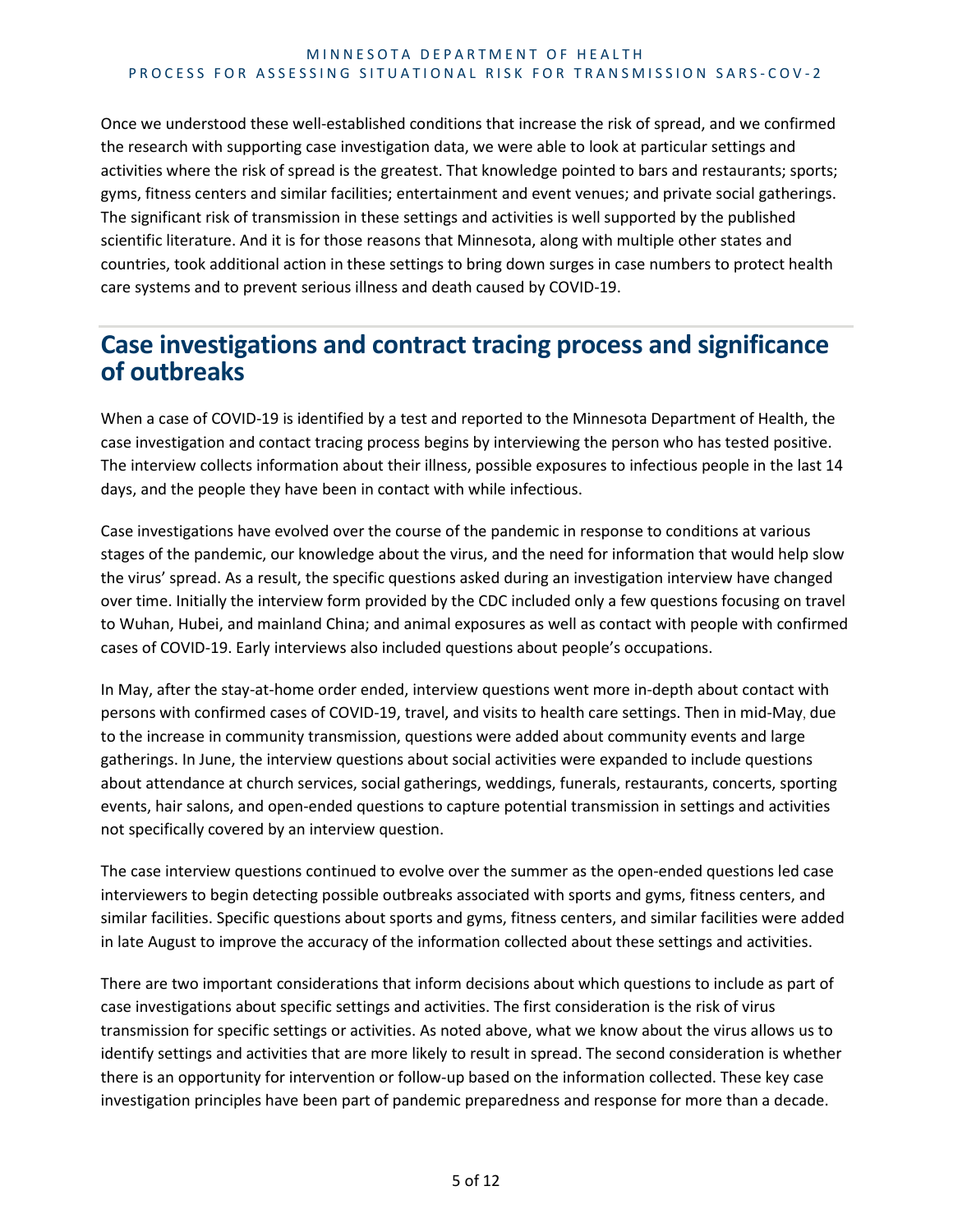Once we understood these well-established conditions that increase the risk of spread, and we confirmed the research with supporting case investigation data, we were able to look at particular settings and activities where the risk of spread is the greatest. That knowledge pointed to bars and restaurants; sports; gyms, fitness centers and similar facilities; entertainment and event venues; and private social gatherings. The significant risk of transmission in these settings and activities is well supported by the published scientific literature. And it is for those reasons that Minnesota, along with multiple other states and countries, took additional action in these settings to bring down surges in case numbers to protect health care systems and to prevent serious illness and death caused by COVID-19.

## Case investigations and contract tracing process and significance of outbreaks

When a case of COVID-19 is identified by a test and reported to the Minnesota Department of Health, the case investigation and contact tracing process begins by interviewing the person who has tested positive. The interview collects information about their illness, possible exposures to infectious people in the last 14 days, and the people they have been in contact with while infectious.

Case investigations have evolved over the course of the pandemic in response to conditions at various stages of the pandemic, our knowledge about the virus, and the need for information that would help slow the virus' spread. As a result, the specific questions asked during an investigation interview have changed over time. Initially the interview form provided by the CDC included only a few questions focusing on travel to Wuhan, Hubei, and mainland China; and animal exposures as well as contact with people with confirmed cases of COVID-19. Early interviews also included questions about people's occupations.

In May, after the stay-at-home order ended, interview questions went more in-depth about contact with persons with confirmed cases of COVID-19, travel, and visits to health care settings. Then in mid-May, due to the increase in community transmission, questions were added about community events and large gatherings. In June, the interview questions about social activities were expanded to include questions about attendance at church services, social gatherings, weddings, funerals, restaurants, concerts, sporting events, hair salons, and open-ended questions to capture potential transmission in settings and activities not specifically covered by an interview question.

The case interview questions continued to evolve over the summer as the open-ended questions led case interviewers to begin detecting possible outbreaks associated with sports and gyms, fitness centers, and similar facilities. Specific questions about sports and gyms, fitness centers, and similar facilities were added in late August to improve the accuracy of the information collected about these settings and activities.

There are two important considerations that inform decisions about which questions to include as part of case investigations about specific settings and activities. The first consideration is the risk of virus transmission for specific settings or activities. As noted above, what we know about the virus allows us to identify settings and activities that are more likely to result in spread. The second consideration is whether there is an opportunity for intervention or follow-up based on the information collected. These key case investigation principles have been part of pandemic preparedness and response for more than a decade.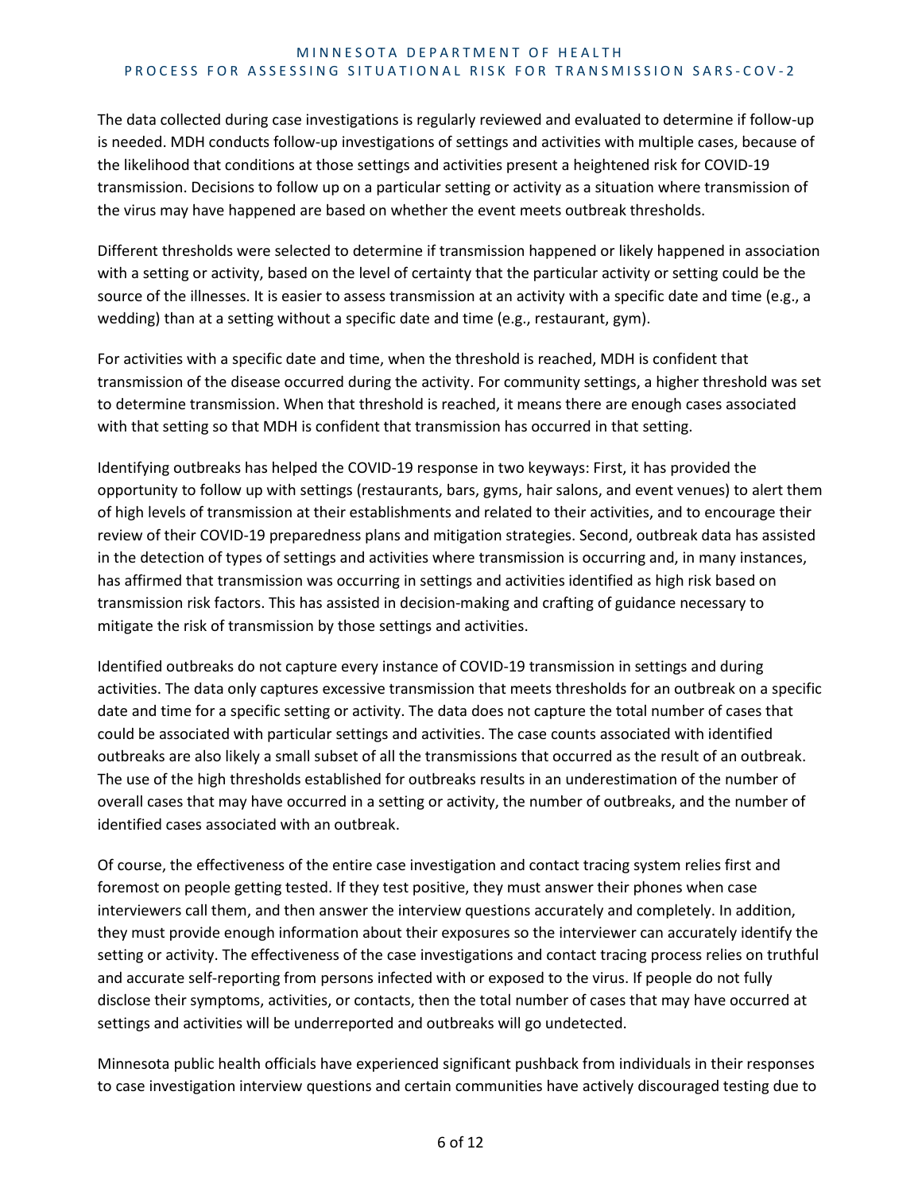The data collected during case investigations is regularly reviewed and evaluated to determine if follow-up is needed. MDH conducts follow-up investigations of settings and activities with multiple cases, because of the likelihood that conditions at those settings and activities present a heightened risk for COVID-19 transmission. Decisions to follow up on a particular setting or activity as a situation where transmission of the virus may have happened are based on whether the event meets outbreak thresholds.

Different thresholds were selected to determine if transmission happened or likely happened in association with a setting or activity, based on the level of certainty that the particular activity or setting could be the source of the illnesses. It is easier to assess transmission at an activity with a specific date and time (e.g., a wedding) than at a setting without a specific date and time (e.g., restaurant, gym).

For activities with a specific date and time, when the threshold is reached, MDH is confident that transmission of the disease occurred during the activity. For community settings, a higher threshold was set to determine transmission. When that threshold is reached, it means there are enough cases associated with that setting so that MDH is confident that transmission has occurred in that setting.

Identifying outbreaks has helped the COVID-19 response in two keyways: First, it has provided the opportunity to follow up with settings (restaurants, bars, gyms, hair salons, and event venues) to alert them of high levels of transmission at their establishments and related to their activities, and to encourage their review of their COVID-19 preparedness plans and mitigation strategies. Second, outbreak data has assisted in the detection of types of settings and activities where transmission is occurring and, in many instances, has affirmed that transmission was occurring in settings and activities identified as high risk based on transmission risk factors. This has assisted in decision-making and crafting of guidance necessary to mitigate the risk of transmission by those settings and activities.

Identified outbreaks do not capture every instance of COVID-19 transmission in settings and during activities. The data only captures excessive transmission that meets thresholds for an outbreak on a specific date and time for a specific setting or activity. The data does not capture the total number of cases that could be associated with particular settings and activities. The case counts associated with identified outbreaks are also likely a small subset of all the transmissions that occurred as the result of an outbreak. The use of the high thresholds established for outbreaks results in an underestimation of the number of overall cases that may have occurred in a setting or activity, the number of outbreaks, and the number of identified cases associated with an outbreak.

Of course, the effectiveness of the entire case investigation and contact tracing system relies first and foremost on people getting tested. If they test positive, they must answer their phones when case interviewers call them, and then answer the interview questions accurately and completely. In addition, they must provide enough information about their exposures so the interviewer can accurately identify the setting or activity. The effectiveness of the case investigations and contact tracing process relies on truthful and accurate self-reporting from persons infected with or exposed to the virus. If people do not fully disclose their symptoms, activities, or contacts, then the total number of cases that may have occurred at settings and activities will be underreported and outbreaks will go undetected.

Minnesota public health officials have experienced significant pushback from individuals in their responses to case investigation interview questions and certain communities have actively discouraged testing due to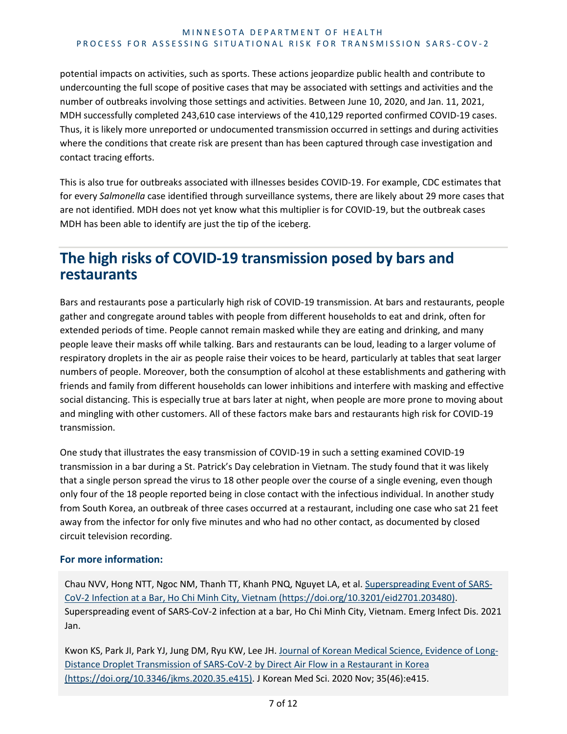potential impacts on activities, such as sports. These actions jeopardize public health and contribute to undercounting the full scope of positive cases that may be associated with settings and activities and the number of outbreaks involving those settings and activities. Between June 10, 2020, and Jan. 11, 2021, MDH successfully completed 243,610 case interviews of the 410,129 reported confirmed COVID-19 cases. Thus, it is likely more unreported or undocumented transmission occurred in settings and during activities where the conditions that create risk are present than has been captured through case investigation and contact tracing efforts.

This is also true for outbreaks associated with illnesses besides COVID-19. For example, CDC estimates that for every *Salmonella* case identified through surveillance systems, there are likely about 29 more cases that are not identified. MDH does not yet know what this multiplier is for COVID-19, but the outbreak cases MDH has been able to identify are just the tip of the iceberg.

## The high risks of COVID-19 transmission posed by bars and restaurants

Bars and restaurants pose a particularly high risk of COVID-19 transmission. At bars and restaurants, people gather and congregate around tables with people from different households to eat and drink, often for extended periods of time. People cannot remain masked while they are eating and drinking, and many people leave their masks off while talking. Bars and restaurants can be loud, leading to a larger volume of respiratory droplets in the air as people raise their voices to be heard, particularly at tables that seat larger numbers of people. Moreover, both the consumption of alcohol at these establishments and gathering with friends and family from different households can lower inhibitions and interfere with masking and effective social distancing. This is especially true at bars later at night, when people are more prone to moving about and mingling with other customers. All of these factors make bars and restaurants high risk for COVID-19 transmission.

One study that illustrates the easy transmission of COVID-19 in such a setting examined COVID-19 transmission in a bar during a St. Patrick's Day celebration in Vietnam. The study found that it was likely that a single person spread the virus to 18 other people over the course of a single evening, even though only four of the 18 people reported being in close contact with the infectious individual. In another study from South Korea, an outbreak of three cases occurred at a restaurant, including one case who sat 21 feet away from the infector for only five minutes and who had no other contact, as documented by closed circuit television recording.

### For more information:

Chau NVV, Hong NTT, Ngoc NM, Thanh TT, Khanh PNQ, Nguyet LA, et al. [Superspreading Event of SARS-CoV-2 Infection at a Bar, Ho Chi Minh City, Vietnam (https://doi.org/10.3201/eid2701.203480)](https://doi.org/10.3201/eid2701.203480). Superspreading event of SARS-CoV-2 infection at a bar, Ho Chi Minh City, Vietnam. Emerg Infect Dis. 2021 Jan.

Kwon KS, Park JI, Park YJ, Jung DM, Ryu KW, Lee JH. [Journal of Korean Medical Science, Evidence of Long-Distance Droplet Transmission of SARS-CoV-2 by Direct Air Flow in a Restaurant in Korea (https://doi.org/10.3346/jkms.2020.35.e415)](https://doi.org/10.3346/jkms.2020.35.e415). J Korean Med Sci. 2020 Nov; 35(46):e415.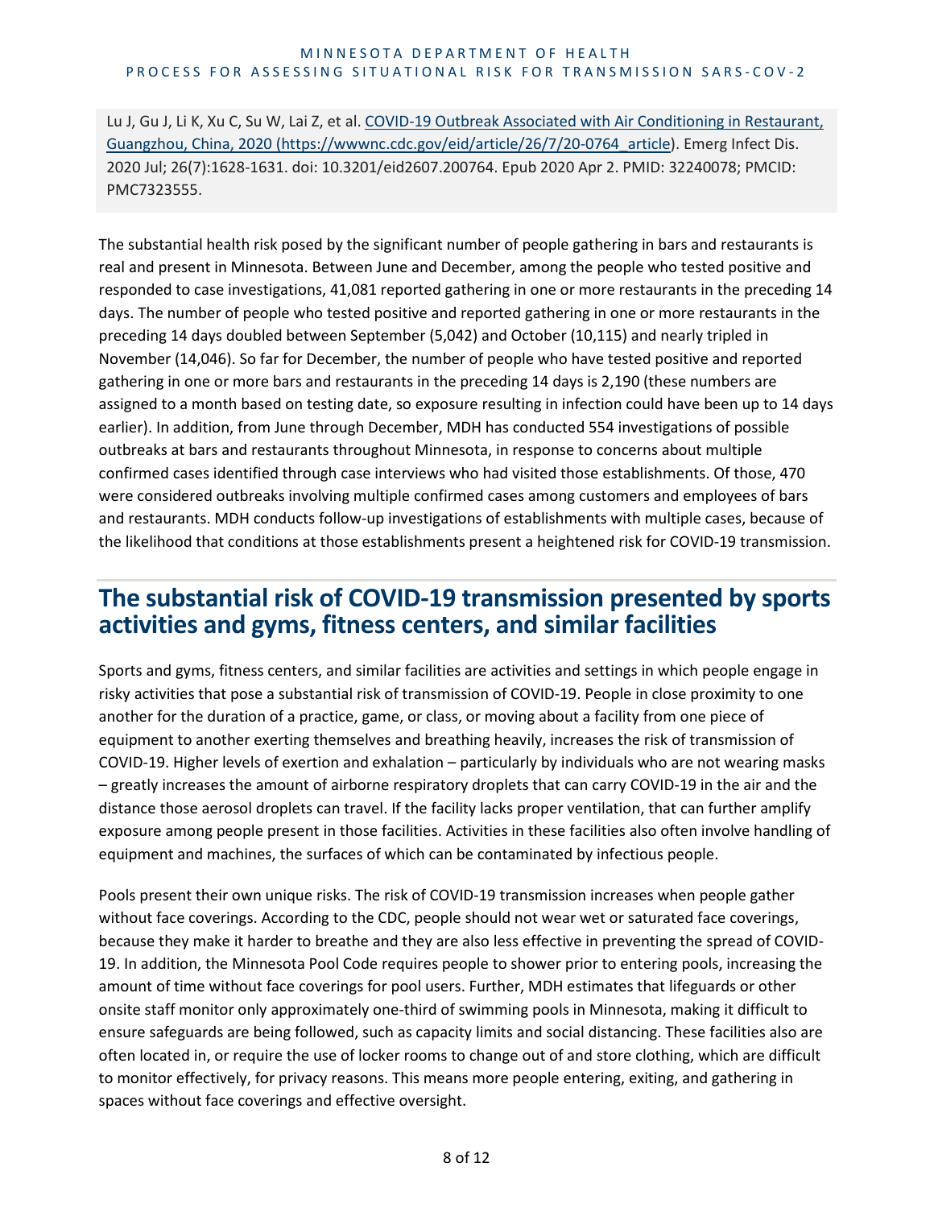Lu J, Gu J, Li K, Xu C, Su W, Lai Z, et al. [COVID-19 Outbreak Associated with Air Conditioning in Restaurant, Guangzhou, China, 2020 (https://wwwnc.cdc.gov/eid/article/26/7/20-0764_article)](https://wwwnc.cdc.gov/eid/article/26/7/20-0764_article). Emerg Infect Dis. 2020 Jul; 26(7):1628-1631. doi: 10.3201/eid2607.200764. Epub 2020 Apr 2. PMID: 32240078; PMCID: PMC7323555.

The substantial health risk posed by the significant number of people gathering in bars and restaurants is real and present in Minnesota. Between June and December, among the people who tested positive and responded to case investigations, 41,081 reported gathering in one or more restaurants in the preceding 14 days. The number of people who tested positive and reported gathering in one or more restaurants in the preceding 14 days doubled between September (5,042) and October (10,115) and nearly tripled in November (14,046). So far for December, the number of people who have tested positive and reported gathering in one or more bars and restaurants in the preceding 14 days is 2,190 (these numbers are assigned to a month based on testing date, so exposure resulting in infection could have been up to 14 days earlier). In addition, from June through December, MDH has conducted 554 investigations of possible outbreaks at bars and restaurants throughout Minnesota, in response to concerns about multiple confirmed cases identified through case interviews who had visited those establishments. Of those, 470 were considered outbreaks involving multiple confirmed cases among customers and employees of bars and restaurants. MDH conducts follow-up investigations of establishments with multiple cases, because of the likelihood that conditions at those establishments present a heightened risk for COVID-19 transmission.

## The substantial risk of COVID-19 transmission presented by sports activities and gyms, fitness centers, and similar facilities

Sports and gyms, fitness centers, and similar facilities are activities and settings in which people engage in risky activities that pose a substantial risk of transmission of COVID-19. People in close proximity to one another for the duration of a practice, game, or class, or moving about a facility from one piece of equipment to another exerting themselves and breathing heavily, increases the risk of transmission of COVID-19. Higher levels of exertion and exhalation – particularly by individuals who are not wearing masks – greatly increases the amount of airborne respiratory droplets that can carry COVID-19 in the air and the distance those aerosol droplets can travel. If the facility lacks proper ventilation, that can further amplify exposure among people present in those facilities. Activities in these facilities also often involve handling of equipment and machines, the surfaces of which can be contaminated by infectious people.

Pools present their own unique risks. The risk of COVID-19 transmission increases when people gather without face coverings. According to the CDC, people should not wear wet or saturated face coverings, because they make it harder to breathe and they are also less effective in preventing the spread of COVID-19. In addition, the Minnesota Pool Code requires people to shower prior to entering pools, increasing the amount of time without face coverings for pool users. Further, MDH estimates that lifeguards or other onsite staff monitor only approximately one-third of swimming pools in Minnesota, making it difficult to ensure safeguards are being followed, such as capacity limits and social distancing. These facilities also are often located in, or require the use of locker rooms to change out of and store clothing, which are difficult to monitor effectively, for privacy reasons. This means more people entering, exiting, and gathering in spaces without face coverings and effective oversight.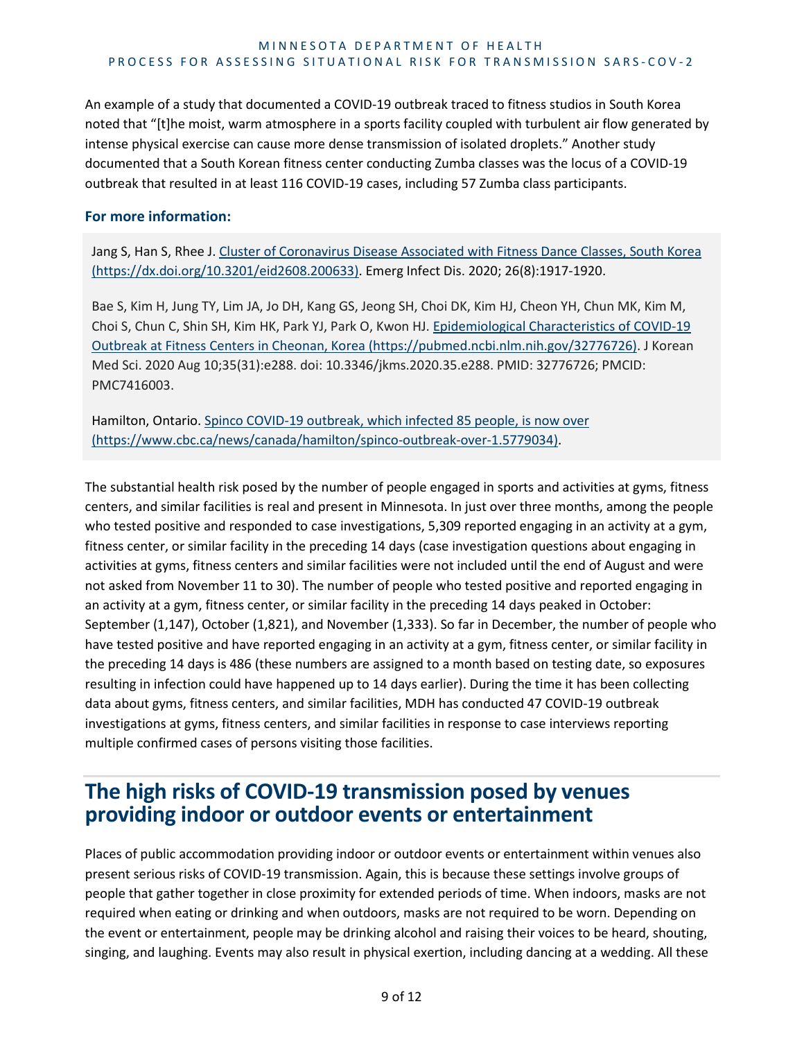An example of a study that documented a COVID-19 outbreak traced to fitness studios in South Korea noted that "[t]he moist, warm atmosphere in a sports facility coupled with turbulent air flow generated by intense physical exercise can cause more dense transmission of isolated droplets." Another study documented that a South Korean fitness center conducting Zumba classes was the locus of a COVID-19 outbreak that resulted in at least 116 COVID-19 cases, including 57 Zumba class participants.

### For more information:

Jang S, Han S, Rhee J. [Cluster of Coronavirus Disease Associated with Fitness Dance Classes, South Korea (https://dx.doi.org/10.3201/eid2608.200633)](https://dx.doi.org/10.3201/eid2608.200633). Emerg Infect Dis. 2020; 26(8):1917-1920.

Bae S, Kim H, Jung TY, Lim JA, Jo DH, Kang GS, Jeong SH, Choi DK, Kim HJ, Cheon YH, Chun MK, Kim M, Choi S, Chun C, Shin SH, Kim HK, Park YJ, Park O, Kwon HJ. [Epidemiological Characteristics of COVID-19 Outbreak at Fitness Centers in Cheonan, Korea (https://pubmed.ncbi.nlm.nih.gov/32776726)](https://pubmed.ncbi.nlm.nih.gov/32776726). J Korean Med Sci. 2020 Aug 10;35(31):e288. doi: 10.3346/jkms.2020.35.e288. PMID: 32776726; PMCID: PMC7416003.

Hamilton, Ontario. [Spinco COVID-19 outbreak, which infected 85 people, is now over (https://www.cbc.ca/news/canada/hamilton/spinco-outbreak-over-1.5779034)](https://www.cbc.ca/news/canada/hamilton/spinco-outbreak-over-1.5779034).

The substantial health risk posed by the number of people engaged in sports and activities at gyms, fitness centers, and similar facilities is real and present in Minnesota. In just over three months, among the people who tested positive and responded to case investigations, 5,309 reported engaging in an activity at a gym, fitness center, or similar facility in the preceding 14 days (case investigation questions about engaging in activities at gyms, fitness centers and similar facilities were not included until the end of August and were not asked from November 11 to 30). The number of people who tested positive and reported engaging in an activity at a gym, fitness center, or similar facility in the preceding 14 days peaked in October: September (1,147), October (1,821), and November (1,333). So far in December, the number of people who have tested positive and have reported engaging in an activity at a gym, fitness center, or similar facility in the preceding 14 days is 486 (these numbers are assigned to a month based on testing date, so exposures resulting in infection could have happened up to 14 days earlier). During the time it has been collecting data about gyms, fitness centers, and similar facilities, MDH has conducted 47 COVID-19 outbreak investigations at gyms, fitness centers, and similar facilities in response to case interviews reporting multiple confirmed cases of persons visiting those facilities.

## The high risks of COVID-19 transmission posed by venues providing indoor or outdoor events or entertainment

Places of public accommodation providing indoor or outdoor events or entertainment within venues also present serious risks of COVID-19 transmission. Again, this is because these settings involve groups of people that gather together in close proximity for extended periods of time. When indoors, masks are not required when eating or drinking and when outdoors, masks are not required to be worn. Depending on the event or entertainment, people may be drinking alcohol and raising their voices to be heard, shouting, singing, and laughing. Events may also result in physical exertion, including dancing at a wedding. All these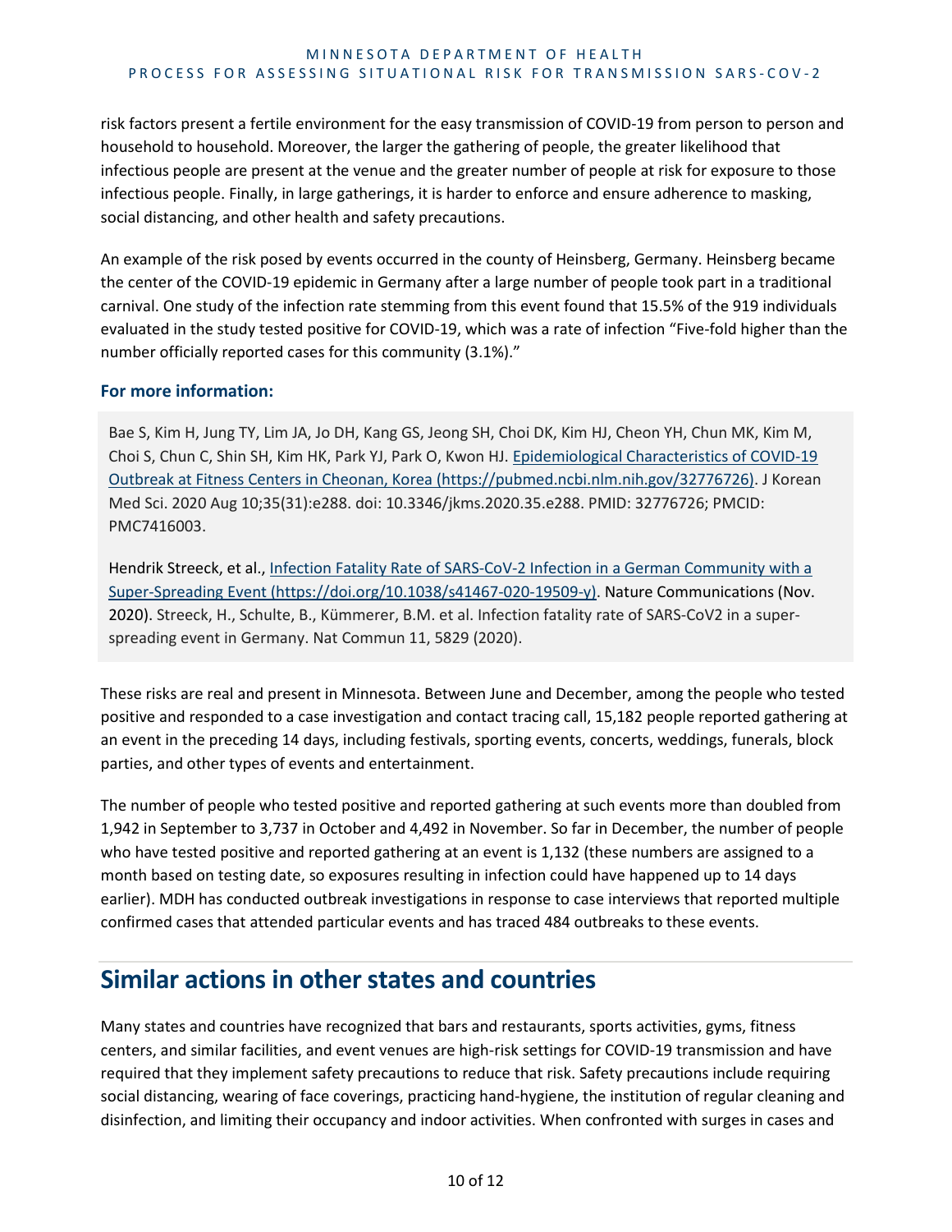risk factors present a fertile environment for the easy transmission of COVID-19 from person to person and household to household. Moreover, the larger the gathering of people, the greater likelihood that infectious people are present at the venue and the greater number of people at risk for exposure to those infectious people. Finally, in large gatherings, it is harder to enforce and ensure adherence to masking, social distancing, and other health and safety precautions.

An example of the risk posed by events occurred in the county of Heinsberg, Germany. Heinsberg became the center of the COVID-19 epidemic in Germany after a large number of people took part in a traditional carnival. One study of the infection rate stemming from this event found that 15.5% of the 919 individuals evaluated in the study tested positive for COVID-19, which was a rate of infection "Five-fold higher than the number officially reported cases for this community (3.1%)."

### For more information:

Bae S, Kim H, Jung TY, Lim JA, Jo DH, Kang GS, Jeong SH, Choi DK, Kim HJ, Cheon YH, Chun MK, Kim M, Choi S, Chun C, Shin SH, Kim HK, Park YJ, Park O, Kwon HJ. [Epidemiological Characteristics of COVID-19 Outbreak at Fitness Centers in Cheonan, Korea (https://pubmed.ncbi.nlm.nih.gov/32776726)](https://pubmed.ncbi.nlm.nih.gov/32776726). J Korean Med Sci. 2020 Aug 10;35(31):e288. doi: 10.3346/jkms.2020.35.e288. PMID: 32776726; PMCID: PMC7416003.

Hendrik Streeck, et al., [Infection Fatality Rate of SARS-CoV-2 Infection in a German Community with a Super-Spreading Event (https://doi.org/10.1038/s41467-020-19509-y)](https://doi.org/10.1038/s41467-020-19509-y). Nature Communications (Nov. 2020). Streeck, H., Schulte, B., Kümmerer, B.M. et al. Infection fatality rate of SARS-CoV2 in a super-spreading event in Germany. Nat Commun 11, 5829 (2020).

These risks are real and present in Minnesota. Between June and December, among the people who tested positive and responded to a case investigation and contact tracing call, 15,182 people reported gathering at an event in the preceding 14 days, including festivals, sporting events, concerts, weddings, funerals, block parties, and other types of events and entertainment.

The number of people who tested positive and reported gathering at such events more than doubled from 1,942 in September to 3,737 in October and 4,492 in November. So far in December, the number of people who have tested positive and reported gathering at an event is 1,132 (these numbers are assigned to a month based on testing date, so exposures resulting in infection could have happened up to 14 days earlier). MDH has conducted outbreak investigations in response to case interviews that reported multiple confirmed cases that attended particular events and has traced 484 outbreaks to these events.

## Similar actions in other states and countries

Many states and countries have recognized that bars and restaurants, sports activities, gyms, fitness centers, and similar facilities, and event venues are high-risk settings for COVID-19 transmission and have required that they implement safety precautions to reduce that risk. Safety precautions include requiring social distancing, wearing of face coverings, practicing hand-hygiene, the institution of regular cleaning and disinfection, and limiting their occupancy and indoor activities. When confronted with surges in cases and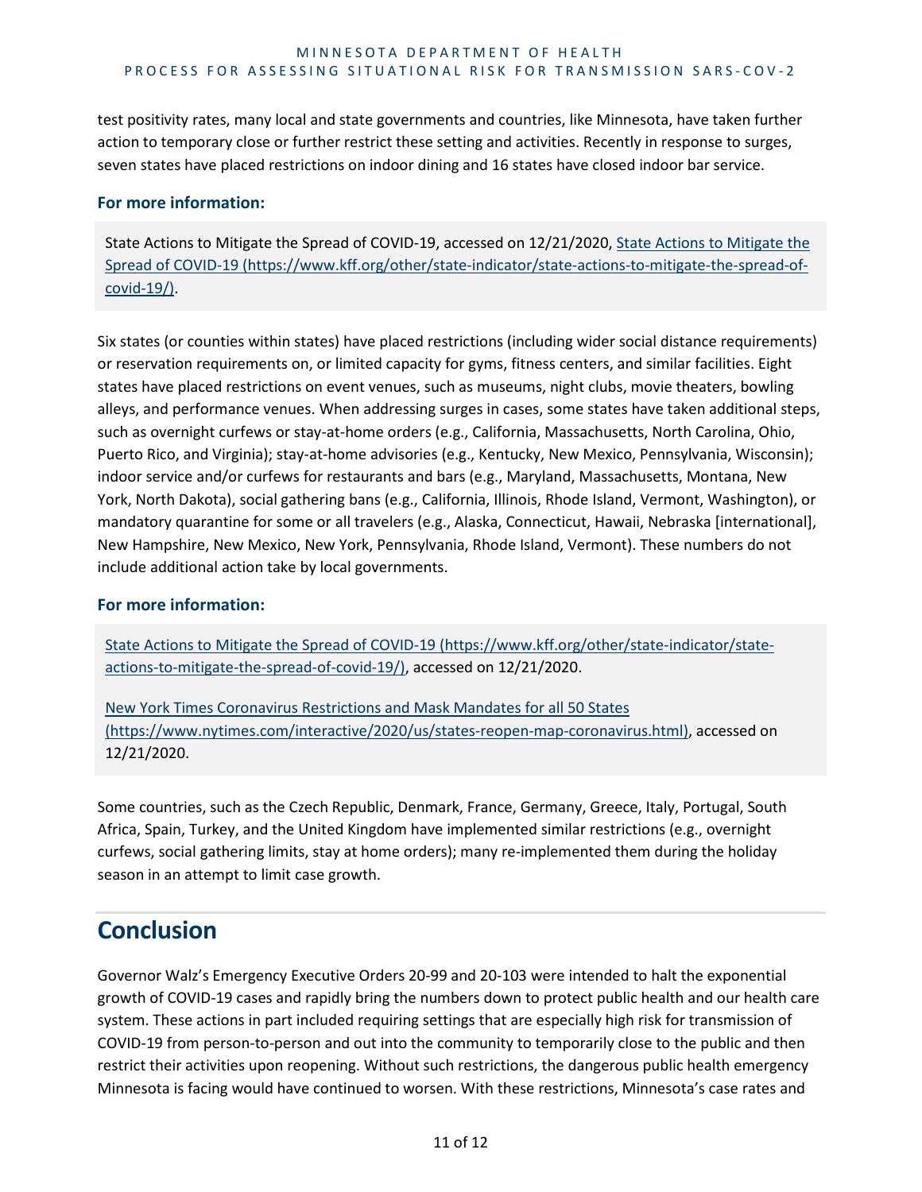test positivity rates, many local and state governments and countries, like Minnesota, have taken further action to temporary close or further restrict these setting and activities. Recently in response to surges, seven states have placed restrictions on indoor dining and 16 states have closed indoor bar service.

**For more information:**

State Actions to Mitigate the Spread of COVID-19, accessed on 12/21/2020, [State Actions to Mitigate the Spread of COVID-19 (https://www.kff.org/other/state-indicator/state-actions-to-mitigate-the-spread-of-covid-19/)](https://www.kff.org/other/state-indicator/state-actions-to-mitigate-the-spread-of-covid-19/).

Six states (or counties within states) have placed restrictions (including wider social distance requirements) or reservation requirements on, or limited capacity for gyms, fitness centers, and similar facilities. Eight states have placed restrictions on event venues, such as museums, night clubs, movie theaters, bowling alleys, and performance venues. When addressing surges in cases, some states have taken additional steps, such as overnight curfews or stay-at-home orders (e.g., California, Massachusetts, North Carolina, Ohio, Puerto Rico, and Virginia); stay-at-home advisories (e.g., Kentucky, New Mexico, Pennsylvania, Wisconsin); indoor service and/or curfews for restaurants and bars (e.g., Maryland, Massachusetts, Montana, New York, North Dakota), social gathering bans (e.g., California, Illinois, Rhode Island, Vermont, Washington), or mandatory quarantine for some or all travelers (e.g., Alaska, Connecticut, Hawaii, Nebraska [international], New Hampshire, New Mexico, New York, Pennsylvania, Rhode Island, Vermont). These numbers do not include additional action take by local governments.

**For more information:**

[State Actions to Mitigate the Spread of COVID-19 (https://www.kff.org/other/state-indicator/state-actions-to-mitigate-the-spread-of-covid-19/)](https://www.kff.org/other/state-indicator/state-actions-to-mitigate-the-spread-of-covid-19/), accessed on 12/21/2020.

[New York Times Coronavirus Restrictions and Mask Mandates for all 50 States (https://www.nytimes.com/interactive/2020/us/states-reopen-map-coronavirus.html)](https://www.nytimes.com/interactive/2020/us/states-reopen-map-coronavirus.html), accessed on 12/21/2020.

Some countries, such as the Czech Republic, Denmark, France, Germany, Greece, Italy, Portugal, South Africa, Spain, Turkey, and the United Kingdom have implemented similar restrictions (e.g., overnight curfews, social gathering limits, stay at home orders); many re-implemented them during the holiday season in an attempt to limit case growth.

## Conclusion

Governor Walz's Emergency Executive Orders 20-99 and 20-103 were intended to halt the exponential growth of COVID-19 cases and rapidly bring the numbers down to protect public health and our health care system. These actions in part included requiring settings that are especially high risk for transmission of COVID-19 from person-to-person and out into the community to temporarily close to the public and then restrict their activities upon reopening. Without such restrictions, the dangerous public health emergency Minnesota is facing would have continued to worsen. With these restrictions, Minnesota's case rates and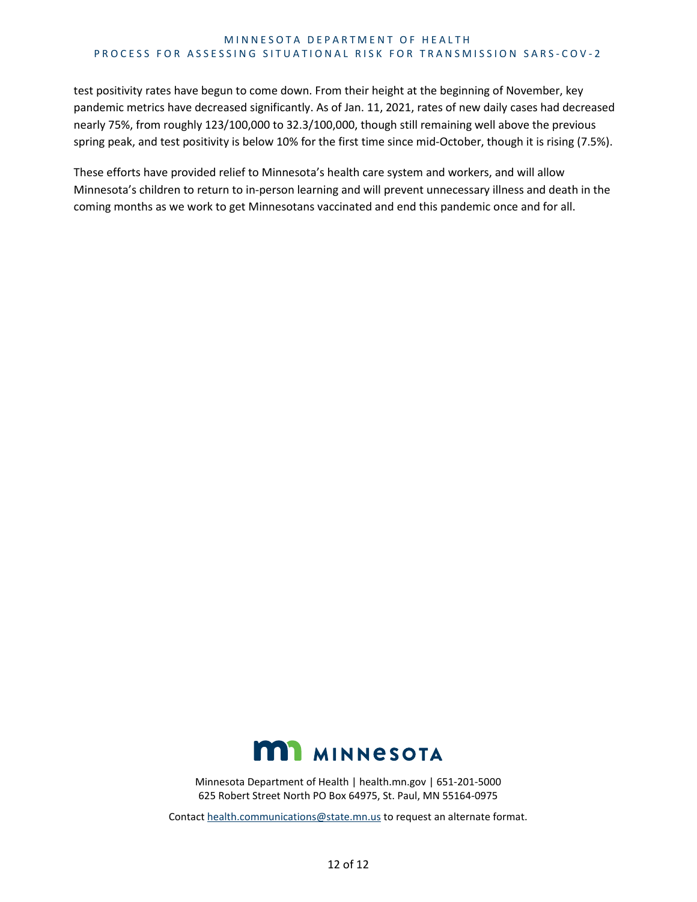test positivity rates have begun to come down. From their height at the beginning of November, key pandemic metrics have decreased significantly. As of Jan. 11, 2021, rates of new daily cases had decreased nearly 75%, from roughly 123/100,000 to 32.3/100,000, though still remaining well above the previous spring peak, and test positivity is below 10% for the first time since mid-October, though it is rising (7.5%).

These efforts have provided relief to Minnesota's health care system and workers, and will allow Minnesota's children to return to in-person learning and will prevent unnecessary illness and death in the coming months as we work to get Minnesotans vaccinated and end this pandemic once and for all.

Minnesota Department of Health | health.mn.gov | 651-201-5000
625 Robert Street North PO Box 64975, St. Paul, MN 55164-0975

Contact health.communications@state.mn.us to request an alternate format.